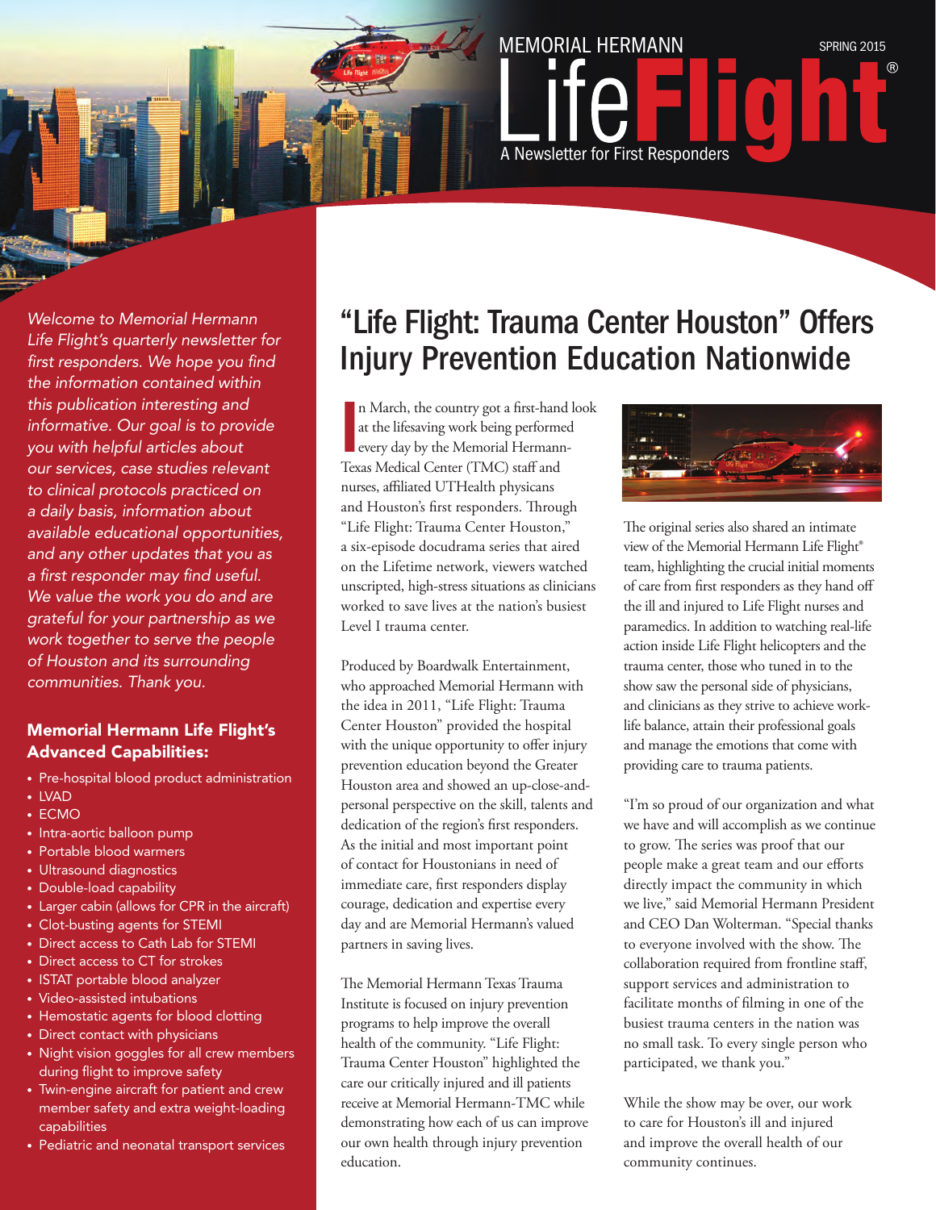MEMORIAL HERMANN

SPRING 2015

# Life Flight®

A Newsletter for First Responders

*Welcome to Memorial Hermann Life Flight's quarterly newsletter for first responders. We hope you find the information contained within this publication interesting and informative. Our goal is to provide you with helpful articles about our services, case studies relevant to clinical protocols practiced on a daily basis, information about available educational opportunities, and any other updates that you as a first responder may find useful. We value the work you do and are grateful for your partnership as we work together to serve the people of Houston and its surrounding communities. Thank you.*

### Memorial Hermann Life Flight's Advanced Capabilities:

- Pre-hospital blood product administration
- LVAD
- ECMO
- Intra-aortic balloon pump
- Portable blood warmers
- Ultrasound diagnostics
- Double-load capability
- Larger cabin (allows for CPR in the aircraft)
- Clot-busting agents for STEMI
- Direct access to Cath Lab for STEMI
- Direct access to CT for strokes
- ISTAT portable blood analyzer
- Video-assisted intubations
- Hemostatic agents for blood clotting
- Direct contact with physicians
- Night vision goggles for all crew members during flight to improve safety
- Twin-engine aircraft for patient and crew member safety and extra weight-loading capabilities
- Pediatric and neonatal transport services

## "Life Flight: Trauma Center Houston" Offers Injury Prevention Education Nationwide

In March, the country got a first-hand look at the lifesaving work being performed every day by the Memorial Hermann-Texas Medical Center (TMC) staff and nurses, affiliated UTHealth physicans and Houston's first responders. Through "Life Flight: Trauma Center Houston," a six-episode docudrama series that aired on the Lifetime network, viewers watched unscripted, high-stress situations as clinicians worked to save lives at the nation's busiest Level I trauma center.

Produced by Boardwalk Entertainment, who approached Memorial Hermann with the idea in 2011, "Life Flight: Trauma Center Houston" provided the hospital with the unique opportunity to offer injury prevention education beyond the Greater Houston area and showed an up-close-and-personal perspective on the skill, talents and dedication of the region's first responders. As the initial and most important point of contact for Houstonians in need of immediate care, first responders display courage, dedication and expertise every day and are Memorial Hermann's valued partners in saving lives.

The Memorial Hermann Texas Trauma Institute is focused on injury prevention programs to help improve the overall health of the community. "Life Flight: Trauma Center Houston" highlighted the care our critically injured and ill patients receive at Memorial Hermann-TMC while demonstrating how each of us can improve our own health through injury prevention education.

The original series also shared an intimate view of the Memorial Hermann Life Flight® team, highlighting the crucial initial moments of care from first responders as they hand off the ill and injured to Life Flight nurses and paramedics. In addition to watching real-life action inside Life Flight helicopters and the trauma center, those who tuned in to the show saw the personal side of physicians, and clinicians as they strive to achieve work-life balance, attain their professional goals and manage the emotions that come with providing care to trauma patients.

"I'm so proud of our organization and what we have and will accomplish as we continue to grow. The series was proof that our people make a great team and our efforts directly impact the community in which we live," said Memorial Hermann President and CEO Dan Wolterman. "Special thanks to everyone involved with the show. The collaboration required from frontline staff, support services and administration to facilitate months of filming in one of the busiest trauma centers in the nation was no small task. To every single person who participated, we thank you."

While the show may be over, our work to care for Houston's ill and injured and improve the overall health of our community continues.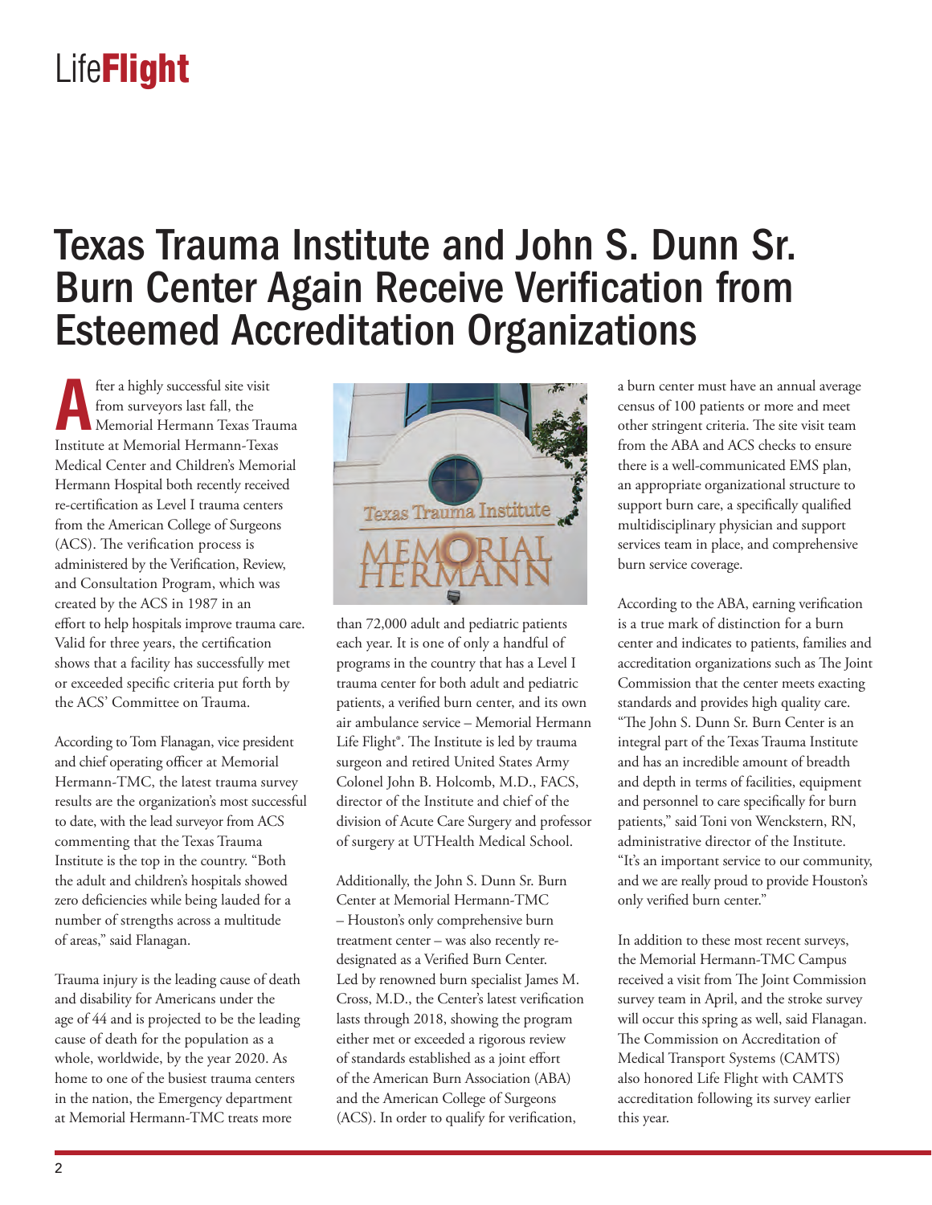# Texas Trauma Institute and John S. Dunn Sr. Burn Center Again Receive Verification from Esteemed Accreditation Organizations

After a highly successful site visit from surveyors last fall, the Memorial Hermann Texas Trauma Institute at Memorial Hermann-Texas Medical Center and Children's Memorial Hermann Hospital both recently received re-certification as Level I trauma centers from the American College of Surgeons (ACS). The verification process is administered by the Verification, Review, and Consultation Program, which was created by the ACS in 1987 in an effort to help hospitals improve trauma care. Valid for three years, the certification shows that a facility has successfully met or exceeded specific criteria put forth by the ACS' Committee on Trauma.

According to Tom Flanagan, vice president and chief operating officer at Memorial Hermann-TMC, the latest trauma survey results are the organization's most successful to date, with the lead surveyor from ACS commenting that the Texas Trauma Institute is the top in the country. "Both the adult and children's hospitals showed zero deficiencies while being lauded for a number of strengths across a multitude of areas," said Flanagan.

Trauma injury is the leading cause of death and disability for Americans under the age of 44 and is projected to be the leading cause of death for the population as a whole, worldwide, by the year 2020. As home to one of the busiest trauma centers in the nation, the Emergency department at Memorial Hermann-TMC treats more than 72,000 adult and pediatric patients each year. It is one of only a handful of programs in the country that has a Level I trauma center for both adult and pediatric patients, a verified burn center, and its own air ambulance service – Memorial Hermann Life Flight®. The Institute is led by trauma surgeon and retired United States Army Colonel John B. Holcomb, M.D., FACS, director of the Institute and chief of the division of Acute Care Surgery and professor of surgery at UTHealth Medical School.

Additionally, the John S. Dunn Sr. Burn Center at Memorial Hermann-TMC – Houston's only comprehensive burn treatment center – was also recently re-designated as a Verified Burn Center. Led by renowned burn specialist James M. Cross, M.D., the Center's latest verification lasts through 2018, showing the program either met or exceeded a rigorous review of standards established as a joint effort of the American Burn Association (ABA) and the American College of Surgeons (ACS). In order to qualify for verification, a burn center must have an annual average census of 100 patients or more and meet other stringent criteria. The site visit team from the ABA and ACS checks to ensure there is a well-communicated EMS plan, an appropriate organizational structure to support burn care, a specifically qualified multidisciplinary physician and support services team in place, and comprehensive burn service coverage.

According to the ABA, earning verification is a true mark of distinction for a burn center and indicates to patients, families and accreditation organizations such as The Joint Commission that the center meets exacting standards and provides high quality care. "The John S. Dunn Sr. Burn Center is an integral part of the Texas Trauma Institute and has an incredible amount of breadth and depth in terms of facilities, equipment and personnel to care specifically for burn patients," said Toni von Wenckstern, RN, administrative director of the Institute. "It's an important service to our community, and we are really proud to provide Houston's only verified burn center."

In addition to these most recent surveys, the Memorial Hermann-TMC Campus received a visit from The Joint Commission survey team in April, and the stroke survey will occur this spring as well, said Flanagan. The Commission on Accreditation of Medical Transport Systems (CAMTS) also honored Life Flight with CAMTS accreditation following its survey earlier this year.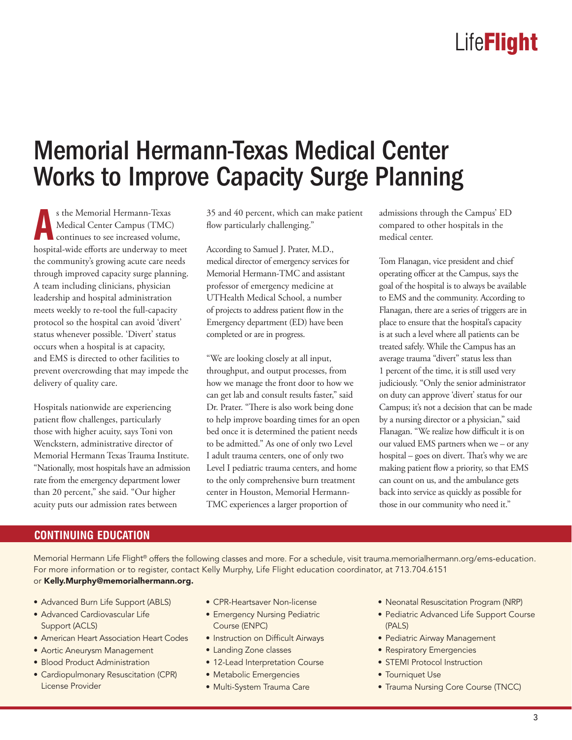# Memorial Hermann-Texas Medical Center Works to Improve Capacity Surge Planning

As the Memorial Hermann-Texas Medical Center Campus (TMC) continues to see increased volume, hospital-wide efforts are underway to meet the community's growing acute care needs through improved capacity surge planning. A team including clinicians, physician leadership and hospital administration meets weekly to re-tool the full-capacity protocol so the hospital can avoid 'divert' status whenever possible. 'Divert' status occurs when a hospital is at capacity, and EMS is directed to other facilities to prevent overcrowding that may impede the delivery of quality care.

Hospitals nationwide are experiencing patient flow challenges, particularly those with higher acuity, says Toni von Wenckstern, administrative director of Memorial Hermann Texas Trauma Institute. "Nationally, most hospitals have an admission rate from the emergency department lower than 20 percent," she said. "Our higher acuity puts our admission rates between 35 and 40 percent, which can make patient flow particularly challenging."

According to Samuel J. Prater, M.D., medical director of emergency services for Memorial Hermann-TMC and assistant professor of emergency medicine at UTHealth Medical School, a number of projects to address patient flow in the Emergency department (ED) have been completed or are in progress.

"We are looking closely at all input, throughput, and output processes, from how we manage the front door to how we can get lab and consult results faster," said Dr. Prater. "There is also work being done to help improve boarding times for an open bed once it is determined the patient needs to be admitted." As one of only two Level I adult trauma centers, one of only two Level I pediatric trauma centers, and home to the only comprehensive burn treatment center in Houston, Memorial Hermann-TMC experiences a larger proportion of admissions through the Campus' ED compared to other hospitals in the medical center.

Tom Flanagan, vice president and chief operating officer at the Campus, says the goal of the hospital is to always be available to EMS and the community. According to Flanagan, there are a series of triggers are in place to ensure that the hospital's capacity is at such a level where all patients can be treated safely. While the Campus has an average trauma "divert" status less than 1 percent of the time, it is still used very judiciously. "Only the senior administrator on duty can approve 'divert' status for our Campus; it's not a decision that can be made by a nursing director or a physician," said Flanagan. "We realize how difficult it is on our valued EMS partners when we – or any hospital – goes on divert. That's why we are making patient flow a priority, so that EMS can count on us, and the ambulance gets back into service as quickly as possible for those in our community who need it."

## CONTINUING EDUCATION

Memorial Hermann Life Flight® offers the following classes and more. For a schedule, visit trauma.memorialhermann.org/ems-education. For more information or to register, contact Kelly Murphy, Life Flight education coordinator, at 713.704.6151 or **Kelly.Murphy@memorialhermann.org.**

- Advanced Burn Life Support (ABLS)
- Advanced Cardiovascular Life Support (ACLS)
- American Heart Association Heart Codes
- Aortic Aneurysm Management
- Blood Product Administration
- Cardiopulmonary Resuscitation (CPR) License Provider
- CPR-Heartsaver Non-license
- Emergency Nursing Pediatric Course (ENPC)
- Instruction on Difficult Airways
- Landing Zone classes
- 12-Lead Interpretation Course
- Metabolic Emergencies
- Multi-System Trauma Care
- Neonatal Resuscitation Program (NRP)
- Pediatric Advanced Life Support Course (PALS)
- Pediatric Airway Management
- Respiratory Emergencies
- STEMI Protocol Instruction
- Tourniquet Use
- Trauma Nursing Core Course (TNCC)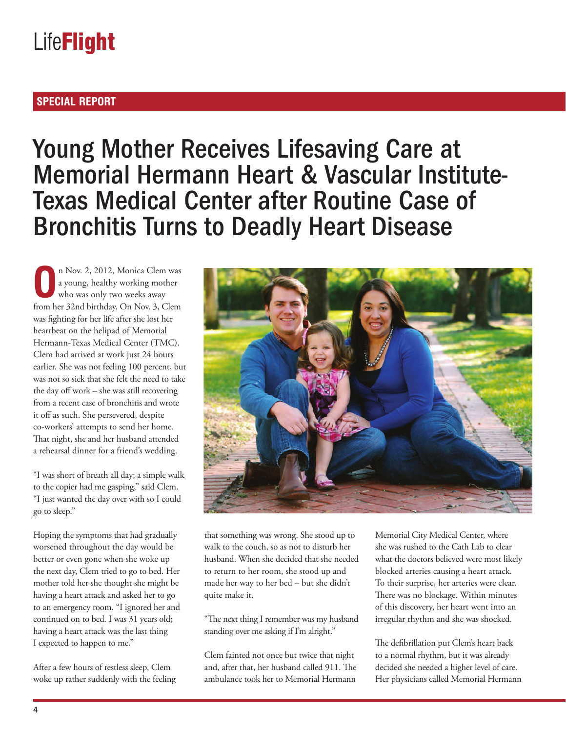# LifeFlight

## SPECIAL REPORT

# Young Mother Receives Lifesaving Care at Memorial Hermann Heart & Vascular Institute-Texas Medical Center after Routine Case of Bronchitis Turns to Deadly Heart Disease

On Nov. 2, 2012, Monica Clem was a young, healthy working mother who was only two weeks away from her 32nd birthday. On Nov. 3, Clem was fighting for her life after she lost her heartbeat on the helipad of Memorial Hermann-Texas Medical Center (TMC). Clem had arrived at work just 24 hours earlier. She was not feeling 100 percent, but was not so sick that she felt the need to take the day off work – she was still recovering from a recent case of bronchitis and wrote it off as such. She persevered, despite co-workers' attempts to send her home. That night, she and her husband attended a rehearsal dinner for a friend's wedding.

"I was short of breath all day; a simple walk to the copier had me gasping," said Clem. "I just wanted the day over with so I could go to sleep."

Hoping the symptoms that had gradually worsened throughout the day would be better or even gone when she woke up the next day, Clem tried to go to bed. Her mother told her she thought she might be having a heart attack and asked her to go to an emergency room. "I ignored her and continued on to bed. I was 31 years old; having a heart attack was the last thing I expected to happen to me."

After a few hours of restless sleep, Clem woke up rather suddenly with the feeling that something was wrong. She stood up to walk to the couch, so as not to disturb her husband. When she decided that she needed to return to her room, she stood up and made her way to her bed – but she didn't quite make it.

"The next thing I remember was my husband standing over me asking if I'm alright."

Clem fainted not once but twice that night and, after that, her husband called 911. The ambulance took her to Memorial Hermann Memorial City Medical Center, where she was rushed to the Cath Lab to clear what the doctors believed were most likely blocked arteries causing a heart attack. To their surprise, her arteries were clear. There was no blockage. Within minutes of this discovery, her heart went into an irregular rhythm and she was shocked.

The defibrillation put Clem's heart back to a normal rhythm, but it was already decided she needed a higher level of care. Her physicians called Memorial Hermann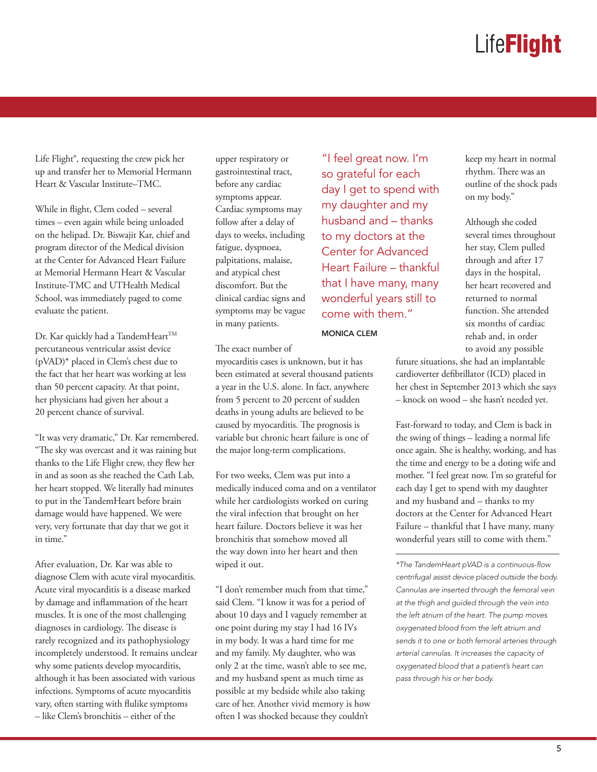Life Flight®, requesting the crew pick her up and transfer her to Memorial Hermann Heart & Vascular Institute–TMC.

While in flight, Clem coded – several times – even again while being unloaded on the helipad. Dr. Biswajit Kar, chief and program director of the Medical division at the Center for Advanced Heart Failure at Memorial Hermann Heart & Vascular Institute-TMC and UTHealth Medical School, was immediately paged to come evaluate the patient.

Dr. Kar quickly had a TandemHeart™ percutaneous ventricular assist device (pVAD)* placed in Clem's chest due to the fact that her heart was working at less than 50 percent capacity. At that point, her physicians had given her about a 20 percent chance of survival.

"It was very dramatic," Dr. Kar remembered. "The sky was overcast and it was raining but thanks to the Life Flight crew, they flew her in and as soon as she reached the Cath Lab, her heart stopped. We literally had minutes to put in the TandemHeart before brain damage would have happened. We were very, very fortunate that day that we got it in time."

After evaluation, Dr. Kar was able to diagnose Clem with acute viral myocarditis. Acute viral myocarditis is a disease marked by damage and inflammation of the heart muscles. It is one of the most challenging diagnoses in cardiology. The disease is rarely recognized and its pathophysiology incompletely understood. It remains unclear why some patients develop myocarditis, although it has been associated with various infections. Symptoms of acute myocarditis vary, often starting with flulike symptoms – like Clem's bronchitis – either of the upper respiratory or gastrointestinal tract, before any cardiac symptoms appear. Cardiac symptoms may follow after a delay of days to weeks, including fatigue, dyspnoea, palpitations, malaise, and atypical chest discomfort. But the clinical cardiac signs and symptoms may be vague in many patients.

The exact number of myocarditis cases is unknown, but it has been estimated at several thousand patients a year in the U.S. alone. In fact, anywhere from 5 percent to 20 percent of sudden deaths in young adults are believed to be caused by myocarditis. The prognosis is variable but chronic heart failure is one of the major long-term complications.

For two weeks, Clem was put into a medically induced coma and on a ventilator while her cardiologists worked on curing the viral infection that brought on her heart failure. Doctors believe it was her bronchitis that somehow moved all the way down into her heart and then wiped it out.

"I don't remember much from that time," said Clem. "I know it was for a period of about 10 days and I vaguely remember at one point during my stay I had 16 IVs in my body. It was a hard time for me and my family. My daughter, who was only 2 at the time, wasn't able to see me, and my husband spent as much time as possible at my bedside while also taking care of her. Another vivid memory is how often I was shocked because they couldn't keep my heart in normal rhythm. There was an outline of the shock pads on my body."

> "I feel great now. I'm so grateful for each day I get to spend with my daughter and my husband and – thanks to my doctors at the Center for Advanced Heart Failure – thankful that I have many, many wonderful years still to come with them."
>
> **MONICA CLEM**

Although she coded several times throughout her stay, Clem pulled through and after 17 days in the hospital, her heart recovered and returned to normal function. She attended six months of cardiac rehab and, in order to avoid any possible future situations, she had an implantable cardioverter defibrillator (ICD) placed in her chest in September 2013 which she says – knock on wood – she hasn't needed yet.

Fast-forward to today, and Clem is back in the swing of things – leading a normal life once again. She is healthy, working, and has the time and energy to be a doting wife and mother. "I feel great now. I'm so grateful for each day I get to spend with my daughter and my husband and – thanks to my doctors at the Center for Advanced Heart Failure – thankful that I have many, many wonderful years still to come with them."

---

*\*The TandemHeart pVAD is a continuous-flow centrifugal assist device placed outside the body. Cannulas are inserted through the femoral vein at the thigh and guided through the vein into the left atrium of the heart. The pump moves oxygenated blood from the left atrium and sends it to one or both femoral arteries through arterial cannulas. It increases the capacity of oxygenated blood that a patient's heart can pass through his or her body.*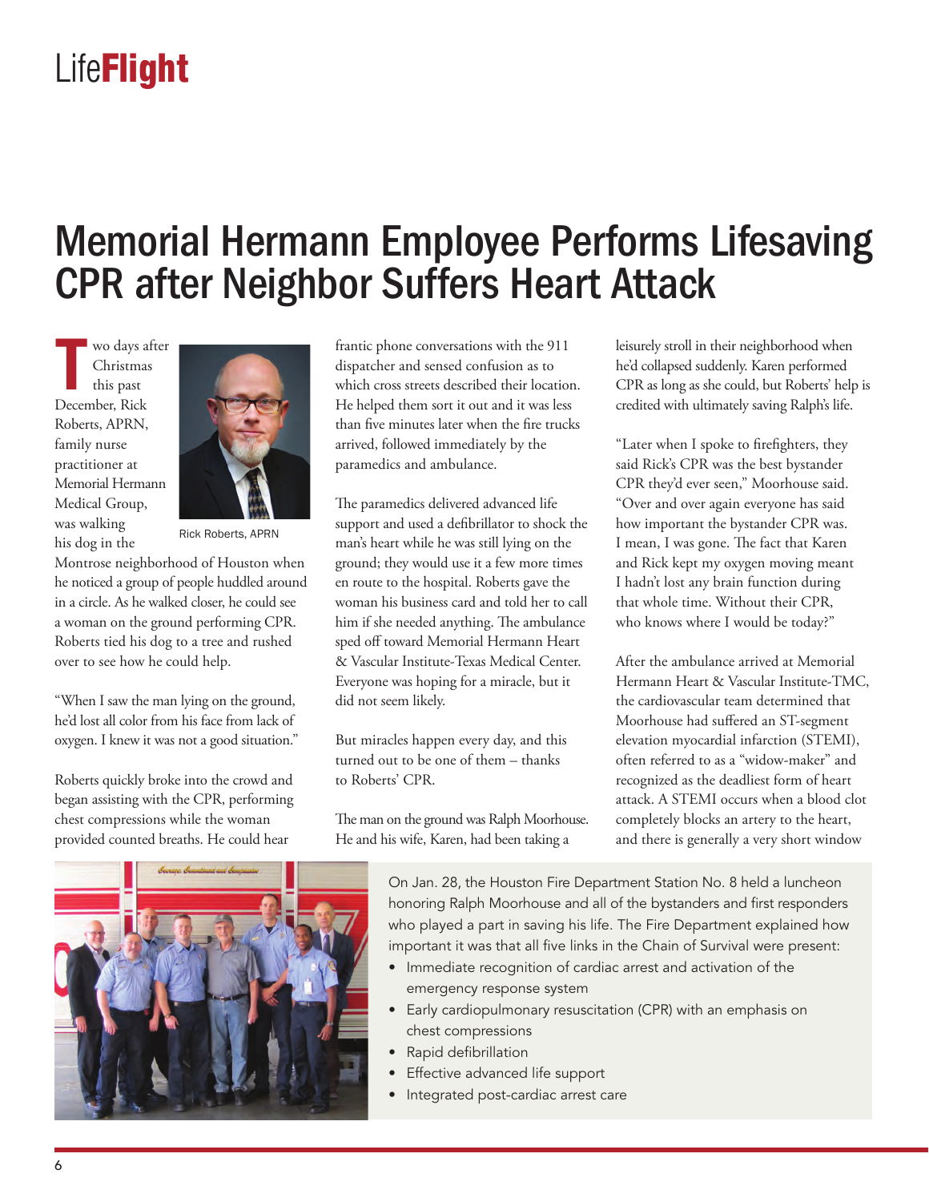# Memorial Hermann Employee Performs Lifesaving CPR after Neighbor Suffers Heart Attack

Two days after Christmas this past December, Rick Roberts, APRN, family nurse practitioner at Memorial Hermann Medical Group, was walking his dog in the Montrose neighborhood of Houston when he noticed a group of people huddled around in a circle. As he walked closer, he could see a woman on the ground performing CPR. Roberts tied his dog to a tree and rushed over to see how he could help.

Rick Roberts, APRN

"When I saw the man lying on the ground, he'd lost all color from his face from lack of oxygen. I knew it was not a good situation."

Roberts quickly broke into the crowd and began assisting with the CPR, performing chest compressions while the woman provided counted breaths. He could hear frantic phone conversations with the 911 dispatcher and sensed confusion as to which cross streets described their location. He helped them sort it out and it was less than five minutes later when the fire trucks arrived, followed immediately by the paramedics and ambulance.

The paramedics delivered advanced life support and used a defibrillator to shock the man's heart while he was still lying on the ground; they would use it a few more times en route to the hospital. Roberts gave the woman his business card and told her to call him if she needed anything. The ambulance sped off toward Memorial Hermann Heart & Vascular Institute-Texas Medical Center. Everyone was hoping for a miracle, but it did not seem likely.

But miracles happen every day, and this turned out to be one of them – thanks to Roberts' CPR.

The man on the ground was Ralph Moorhouse. He and his wife, Karen, had been taking a leisurely stroll in their neighborhood when he'd collapsed suddenly. Karen performed CPR as long as she could, but Roberts' help is credited with ultimately saving Ralph's life.

"Later when I spoke to firefighters, they said Rick's CPR was the best bystander CPR they'd ever seen," Moorhouse said. "Over and over again everyone has said how important the bystander CPR was. I mean, I was gone. The fact that Karen and Rick kept my oxygen moving meant I hadn't lost any brain function during that whole time. Without their CPR, who knows where I would be today?"

After the ambulance arrived at Memorial Hermann Heart & Vascular Institute-TMC, the cardiovascular team determined that Moorhouse had suffered an ST-segment elevation myocardial infarction (STEMI), often referred to as a "widow-maker" and recognized as the deadliest form of heart attack. A STEMI occurs when a blood clot completely blocks an artery to the heart, and there is generally a very short window

On Jan. 28, the Houston Fire Department Station No. 8 held a luncheon honoring Ralph Moorhouse and all of the bystanders and first responders who played a part in saving his life. The Fire Department explained how important it was that all five links in the Chain of Survival were present:

- Immediate recognition of cardiac arrest and activation of the emergency response system
- Early cardiopulmonary resuscitation (CPR) with an emphasis on chest compressions
- Rapid defibrillation
- Effective advanced life support
- Integrated post-cardiac arrest care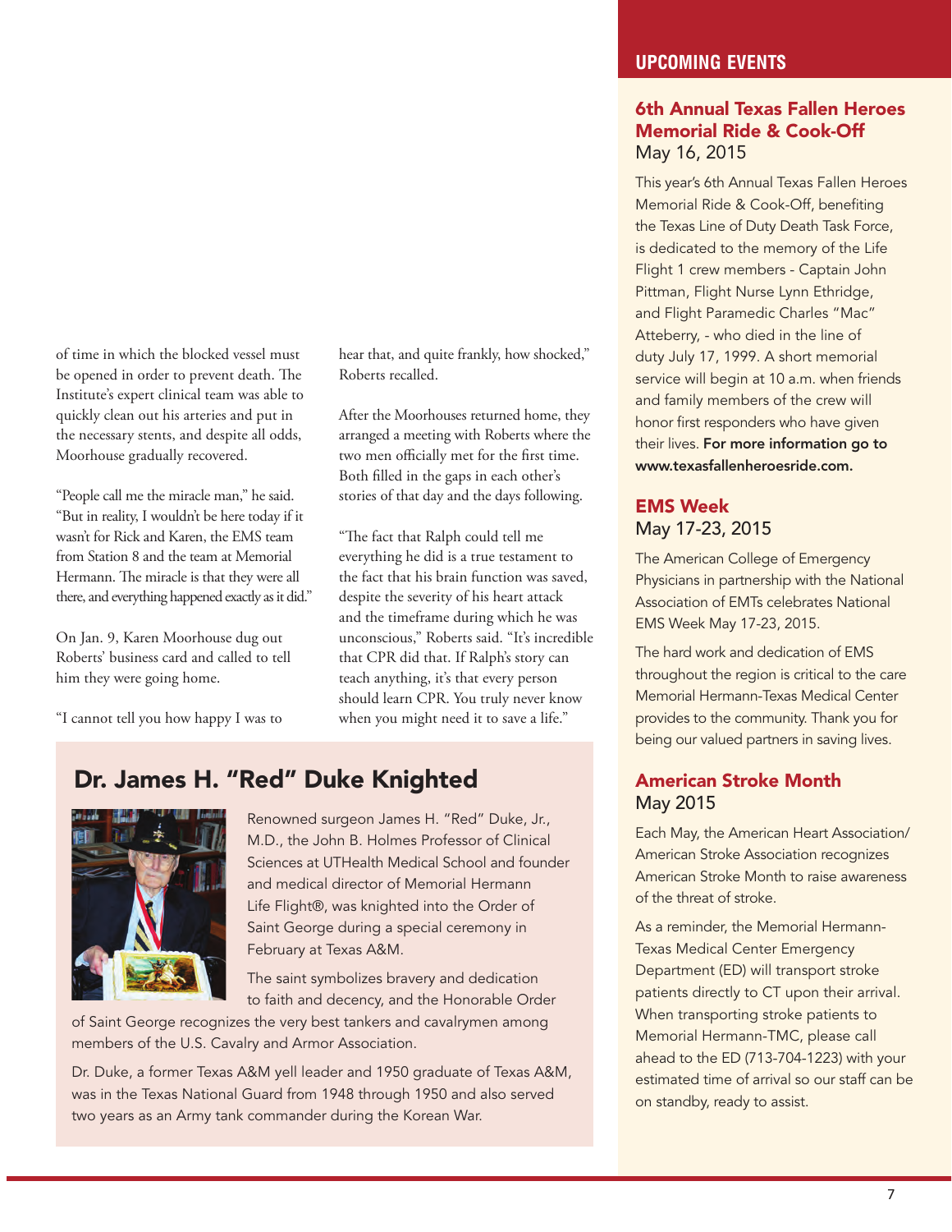of time in which the blocked vessel must be opened in order to prevent death. The Institute's expert clinical team was able to quickly clean out his arteries and put in the necessary stents, and despite all odds, Moorhouse gradually recovered.

"People call me the miracle man," he said. "But in reality, I wouldn't be here today if it wasn't for Rick and Karen, the EMS team from Station 8 and the team at Memorial Hermann. The miracle is that they were all there, and everything happened exactly as it did."

On Jan. 9, Karen Moorhouse dug out Roberts' business card and called to tell him they were going home.

"I cannot tell you how happy I was to hear that, and quite frankly, how shocked," Roberts recalled.

After the Moorhouses returned home, they arranged a meeting with Roberts where the two men officially met for the first time. Both filled in the gaps in each other's stories of that day and the days following.

"The fact that Ralph could tell me everything he did is a true testament to the fact that his brain function was saved, despite the severity of his heart attack and the timeframe during which he was unconscious," Roberts said. "It's incredible that CPR did that. If Ralph's story can teach anything, it's that every person should learn CPR. You truly never know when you might need it to save a life."

## Dr. James H. "Red" Duke Knighted

Renowned surgeon James H. "Red" Duke, Jr., M.D., the John B. Holmes Professor of Clinical Sciences at UTHealth Medical School and founder and medical director of Memorial Hermann Life Flight®, was knighted into the Order of Saint George during a special ceremony in February at Texas A&M.

The saint symbolizes bravery and dedication to faith and decency, and the Honorable Order of Saint George recognizes the very best tankers and cavalrymen among members of the U.S. Cavalry and Armor Association.

Dr. Duke, a former Texas A&M yell leader and 1950 graduate of Texas A&M, was in the Texas National Guard from 1948 through 1950 and also served two years as an Army tank commander during the Korean War.

## UPCOMING EVENTS

### 6th Annual Texas Fallen Heroes Memorial Ride & Cook-Off
May 16, 2015

This year's 6th Annual Texas Fallen Heroes Memorial Ride & Cook-Off, benefiting the Texas Line of Duty Death Task Force, is dedicated to the memory of the Life Flight 1 crew members - Captain John Pittman, Flight Nurse Lynn Ethridge, and Flight Paramedic Charles "Mac" Atteberry, - who died in the line of duty July 17, 1999. A short memorial service will begin at 10 a.m. when friends and family members of the crew will honor first responders who have given their lives. **For more information go to www.texasfallenheroesride.com.**

### EMS Week
May 17-23, 2015

The American College of Emergency Physicians in partnership with the National Association of EMTs celebrates National EMS Week May 17-23, 2015.

The hard work and dedication of EMS throughout the region is critical to the care Memorial Hermann-Texas Medical Center provides to the community. Thank you for being our valued partners in saving lives.

### American Stroke Month
May 2015

Each May, the American Heart Association/American Stroke Association recognizes American Stroke Month to raise awareness of the threat of stroke.

As a reminder, the Memorial Hermann-Texas Medical Center Emergency Department (ED) will transport stroke patients directly to CT upon their arrival. When transporting stroke patients to Memorial Hermann-TMC, please call ahead to the ED (713-704-1223) with your estimated time of arrival so our staff can be on standby, ready to assist.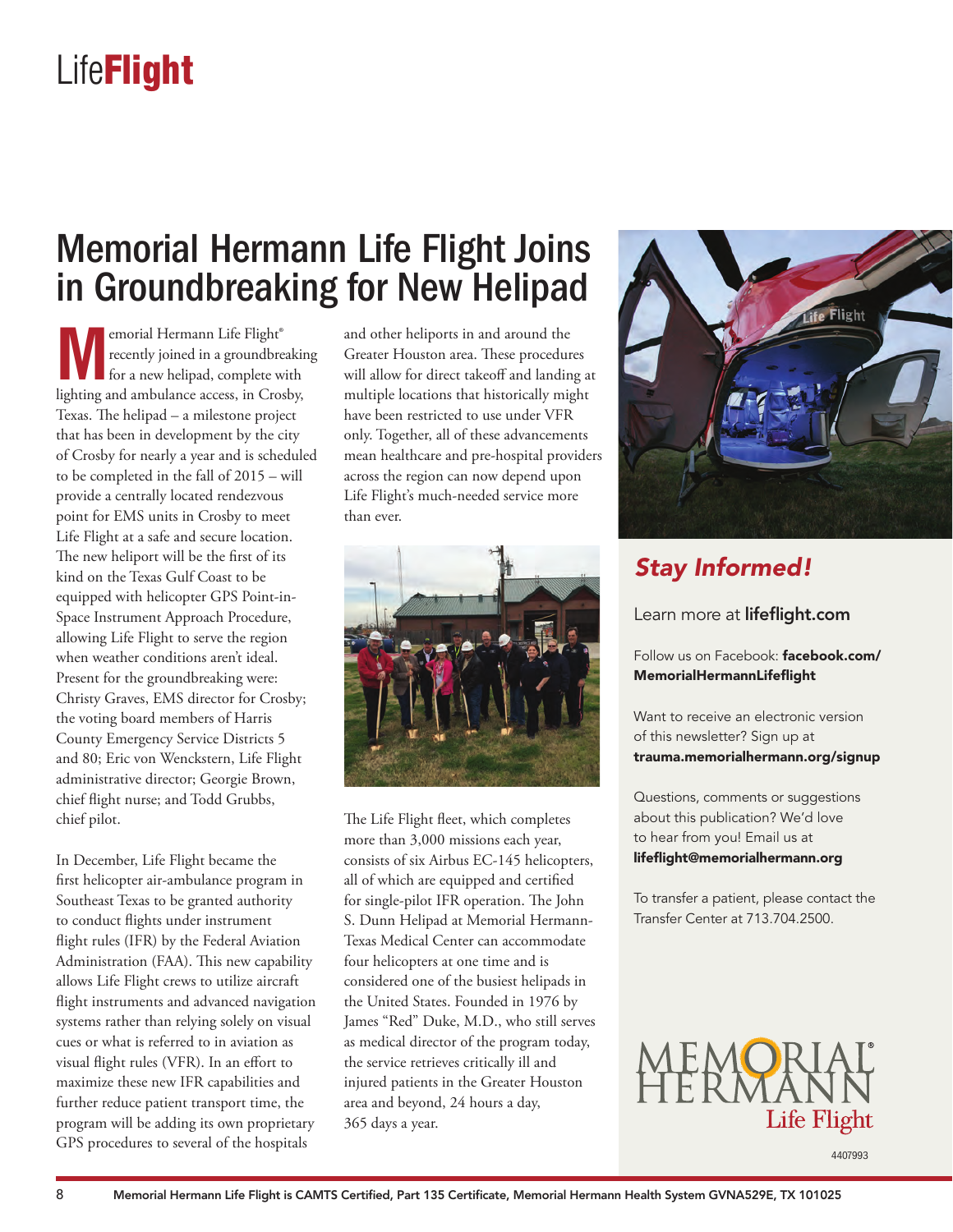# LifeFlight

## Memorial Hermann Life Flight Joins in Groundbreaking for New Helipad

Memorial Hermann Life Flight® recently joined in a groundbreaking for a new helipad, complete with lighting and ambulance access, in Crosby, Texas. The helipad – a milestone project that has been in development by the city of Crosby for nearly a year and is scheduled to be completed in the fall of 2015 – will provide a centrally located rendezvous point for EMS units in Crosby to meet Life Flight at a safe and secure location. The new heliport will be the first of its kind on the Texas Gulf Coast to be equipped with helicopter GPS Point-in-Space Instrument Approach Procedure, allowing Life Flight to serve the region when weather conditions aren't ideal. Present for the groundbreaking were: Christy Graves, EMS director for Crosby; the voting board members of Harris County Emergency Service Districts 5 and 80; Eric von Wenckstern, Life Flight administrative director; Georgie Brown, chief flight nurse; and Todd Grubbs, chief pilot.

In December, Life Flight became the first helicopter air-ambulance program in Southeast Texas to be granted authority to conduct flights under instrument flight rules (IFR) by the Federal Aviation Administration (FAA). This new capability allows Life Flight crews to utilize aircraft flight instruments and advanced navigation systems rather than relying solely on visual cues or what is referred to in aviation as visual flight rules (VFR). In an effort to maximize these new IFR capabilities and further reduce patient transport time, the program will be adding its own proprietary GPS procedures to several of the hospitals and other heliports in and around the Greater Houston area. These procedures will allow for direct takeoff and landing at multiple locations that historically might have been restricted to use under VFR only. Together, all of these advancements mean healthcare and pre-hospital providers across the region can now depend upon Life Flight's much-needed service more than ever.

The Life Flight fleet, which completes more than 3,000 missions each year, consists of six Airbus EC-145 helicopters, all of which are equipped and certified for single-pilot IFR operation. The John S. Dunn Helipad at Memorial Hermann-Texas Medical Center can accommodate four helicopters at one time and is considered one of the busiest helipads in the United States. Founded in 1976 by James "Red" Duke, M.D., who still serves as medical director of the program today, the service retrieves critically ill and injured patients in the Greater Houston area and beyond, 24 hours a day, 365 days a year.

### *Stay Informed!*

Learn more at **lifeflight.com**

Follow us on Facebook: **facebook.com/MemorialHermannLifeflight**

Want to receive an electronic version of this newsletter? Sign up at **trauma.memorialhermann.org/signup**

Questions, comments or suggestions about this publication? We'd love to hear from you! Email us at **lifeflight@memorialhermann.org**

To transfer a patient, please contact the Transfer Center at 713.704.2500.

MEMORIAL HERMANN® Life Flight

4407993

Memorial Hermann Life Flight is CAMTS Certified, Part 135 Certificate, Memorial Hermann Health System GVNA529E, TX 101025